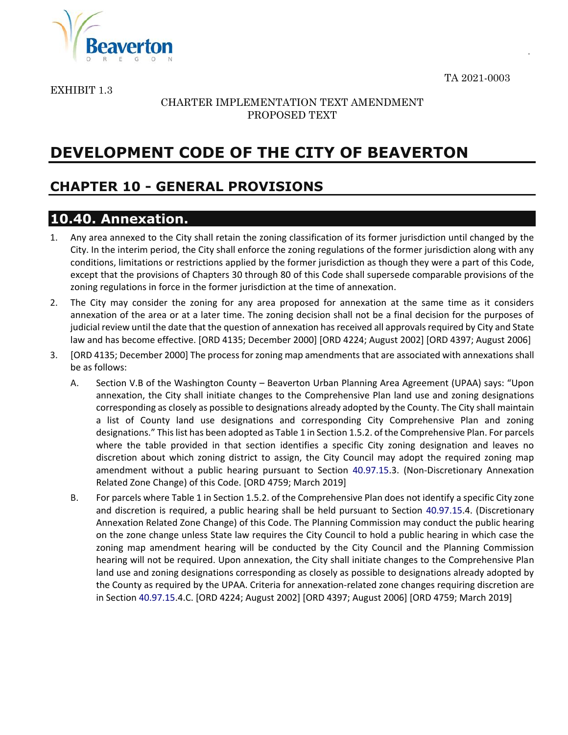TA 2021-0003

EXHIBIT 1.3

CHARTER IMPLEMENTATION TEXT AMENDMENT
PROPOSED TEXT

# DEVELOPMENT CODE OF THE CITY OF BEAVERTON

## CHAPTER 10 - GENERAL PROVISIONS

### 10.40. Annexation.

1. Any area annexed to the City shall retain the zoning classification of its former jurisdiction until changed by the City. In the interim period, the City shall enforce the zoning regulations of the former jurisdiction along with any conditions, limitations or restrictions applied by the former jurisdiction as though they were a part of this Code, except that the provisions of Chapters 30 through 80 of this Code shall supersede comparable provisions of the zoning regulations in force in the former jurisdiction at the time of annexation.

2. The City may consider the zoning for any area proposed for annexation at the same time as it considers annexation of the area or at a later time. The zoning decision shall not be a final decision for the purposes of judicial review until the date that the question of annexation has received all approvals required by City and State law and has become effective. [ORD 4135; December 2000] [ORD 4224; August 2002] [ORD 4397; August 2006]

3. [ORD 4135; December 2000] The process for zoning map amendments that are associated with annexations shall be as follows:

   A. Section V.B of the Washington County – Beaverton Urban Planning Area Agreement (UPAA) says: "Upon annexation, the City shall initiate changes to the Comprehensive Plan land use and zoning designations corresponding as closely as possible to designations already adopted by the County. The City shall maintain a list of County land use designations and corresponding City Comprehensive Plan and zoning designations." This list has been adopted as Table 1 in Section 1.5.2. of the Comprehensive Plan. For parcels where the table provided in that section identifies a specific City zoning designation and leaves no discretion about which zoning district to assign, the City Council may adopt the required zoning map amendment without a public hearing pursuant to Section 40.97.15.3. (Non-Discretionary Annexation Related Zone Change) of this Code. [ORD 4759; March 2019]

   B. For parcels where Table 1 in Section 1.5.2. of the Comprehensive Plan does not identify a specific City zone and discretion is required, a public hearing shall be held pursuant to Section 40.97.15.4. (Discretionary Annexation Related Zone Change) of this Code. The Planning Commission may conduct the public hearing on the zone change unless State law requires the City Council to hold a public hearing in which case the zoning map amendment hearing will be conducted by the City Council and the Planning Commission hearing will not be required. Upon annexation, the City shall initiate changes to the Comprehensive Plan land use and zoning designations corresponding as closely as possible to designations already adopted by the County as required by the UPAA. Criteria for annexation-related zone changes requiring discretion are in Section 40.97.15.4.C. [ORD 4224; August 2002] [ORD 4397; August 2006] [ORD 4759; March 2019]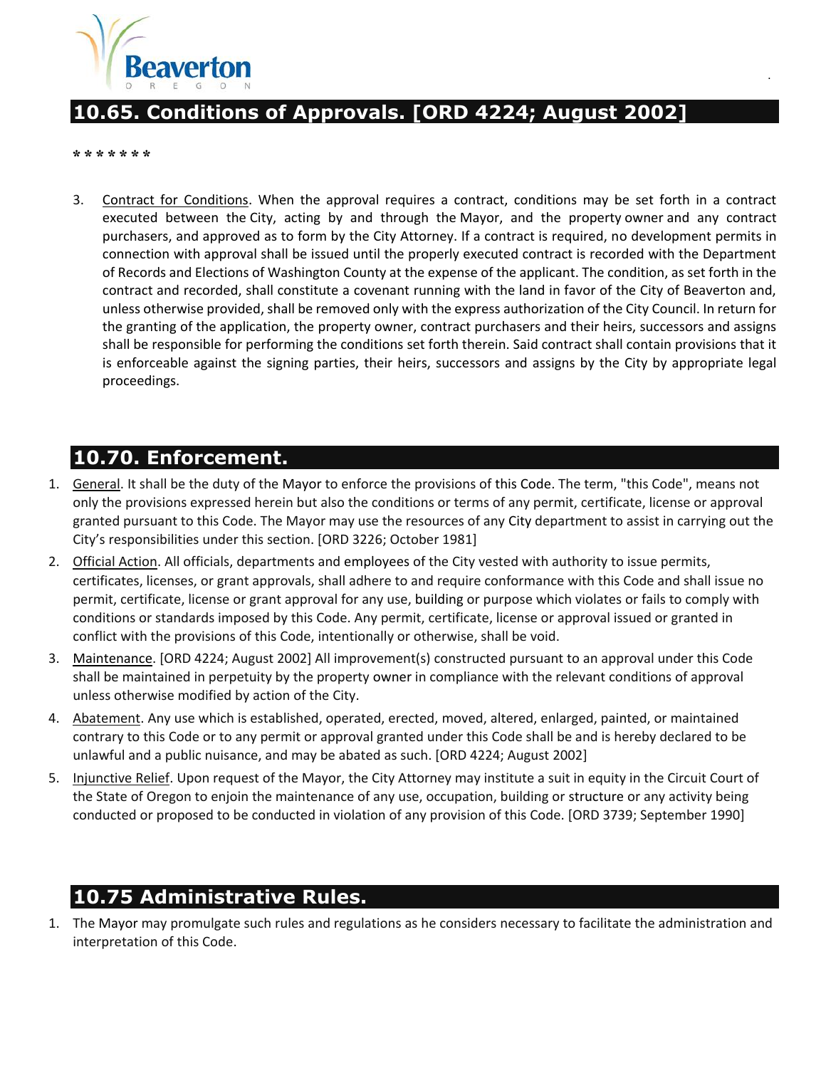## 10.65. Conditions of Approvals. [ORD 4224; August 2002]

* * * * * * *

3. Contract for Conditions. When the approval requires a contract, conditions may be set forth in a contract executed between the City, acting by and through the Mayor, and the property owner and any contract purchasers, and approved as to form by the City Attorney. If a contract is required, no development permits in connection with approval shall be issued until the properly executed contract is recorded with the Department of Records and Elections of Washington County at the expense of the applicant. The condition, as set forth in the contract and recorded, shall constitute a covenant running with the land in favor of the City of Beaverton and, unless otherwise provided, shall be removed only with the express authorization of the City Council. In return for the granting of the application, the property owner, contract purchasers and their heirs, successors and assigns shall be responsible for performing the conditions set forth therein. Said contract shall contain provisions that it is enforceable against the signing parties, their heirs, successors and assigns by the City by appropriate legal proceedings.

## 10.70. Enforcement.

1. General. It shall be the duty of the Mayor to enforce the provisions of this Code. The term, "this Code", means not only the provisions expressed herein but also the conditions or terms of any permit, certificate, license or approval granted pursuant to this Code. The Mayor may use the resources of any City department to assist in carrying out the City's responsibilities under this section. [ORD 3226; October 1981]
2. Official Action. All officials, departments and employees of the City vested with authority to issue permits, certificates, licenses, or grant approvals, shall adhere to and require conformance with this Code and shall issue no permit, certificate, license or grant approval for any use, building or purpose which violates or fails to comply with conditions or standards imposed by this Code. Any permit, certificate, license or approval issued or granted in conflict with the provisions of this Code, intentionally or otherwise, shall be void.
3. Maintenance. [ORD 4224; August 2002] All improvement(s) constructed pursuant to an approval under this Code shall be maintained in perpetuity by the property owner in compliance with the relevant conditions of approval unless otherwise modified by action of the City.
4. Abatement. Any use which is established, operated, erected, moved, altered, enlarged, painted, or maintained contrary to this Code or to any permit or approval granted under this Code shall be and is hereby declared to be unlawful and a public nuisance, and may be abated as such. [ORD 4224; August 2002]
5. Injunctive Relief. Upon request of the Mayor, the City Attorney may institute a suit in equity in the Circuit Court of the State of Oregon to enjoin the maintenance of any use, occupation, building or structure or any activity being conducted or proposed to be conducted in violation of any provision of this Code. [ORD 3739; September 1990]

## 10.75 Administrative Rules.

1. The Mayor may promulgate such rules and regulations as he considers necessary to facilitate the administration and interpretation of this Code.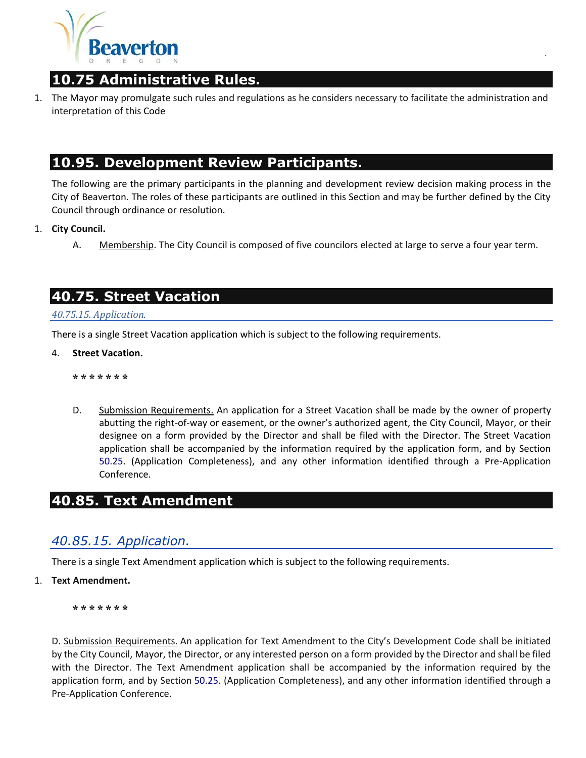## 10.75 Administrative Rules.

1. The Mayor may promulgate such rules and regulations as he considers necessary to facilitate the administration and interpretation of this Code

## 10.95. Development Review Participants.

The following are the primary participants in the planning and development review decision making process in the City of Beaverton. The roles of these participants are outlined in this Section and may be further defined by the City Council through ordinance or resolution.

1. **City Council.**

   A. Membership. The City Council is composed of five councilors elected at large to serve a four year term.

## 40.75. Street Vacation

### *40.75.15. Application.*

There is a single Street Vacation application which is subject to the following requirements.

4. **Street Vacation.**

   **\* \* \* \* \* \* \***

   D. Submission Requirements. An application for a Street Vacation shall be made by the owner of property abutting the right-of-way or easement, or the owner's authorized agent, the City Council, Mayor, or their designee on a form provided by the Director and shall be filed with the Director. The Street Vacation application shall be accompanied by the information required by the application form, and by Section 50.25. (Application Completeness), and any other information identified through a Pre-Application Conference.

## 40.85. Text Amendment

### *40.85.15. Application.*

There is a single Text Amendment application which is subject to the following requirements.

1. **Text Amendment.**

   **\* \* \* \* \* \* \***

D. Submission Requirements. An application for Text Amendment to the City's Development Code shall be initiated by the City Council, Mayor, the Director, or any interested person on a form provided by the Director and shall be filed with the Director. The Text Amendment application shall be accompanied by the information required by the application form, and by Section 50.25. (Application Completeness), and any other information identified through a Pre-Application Conference.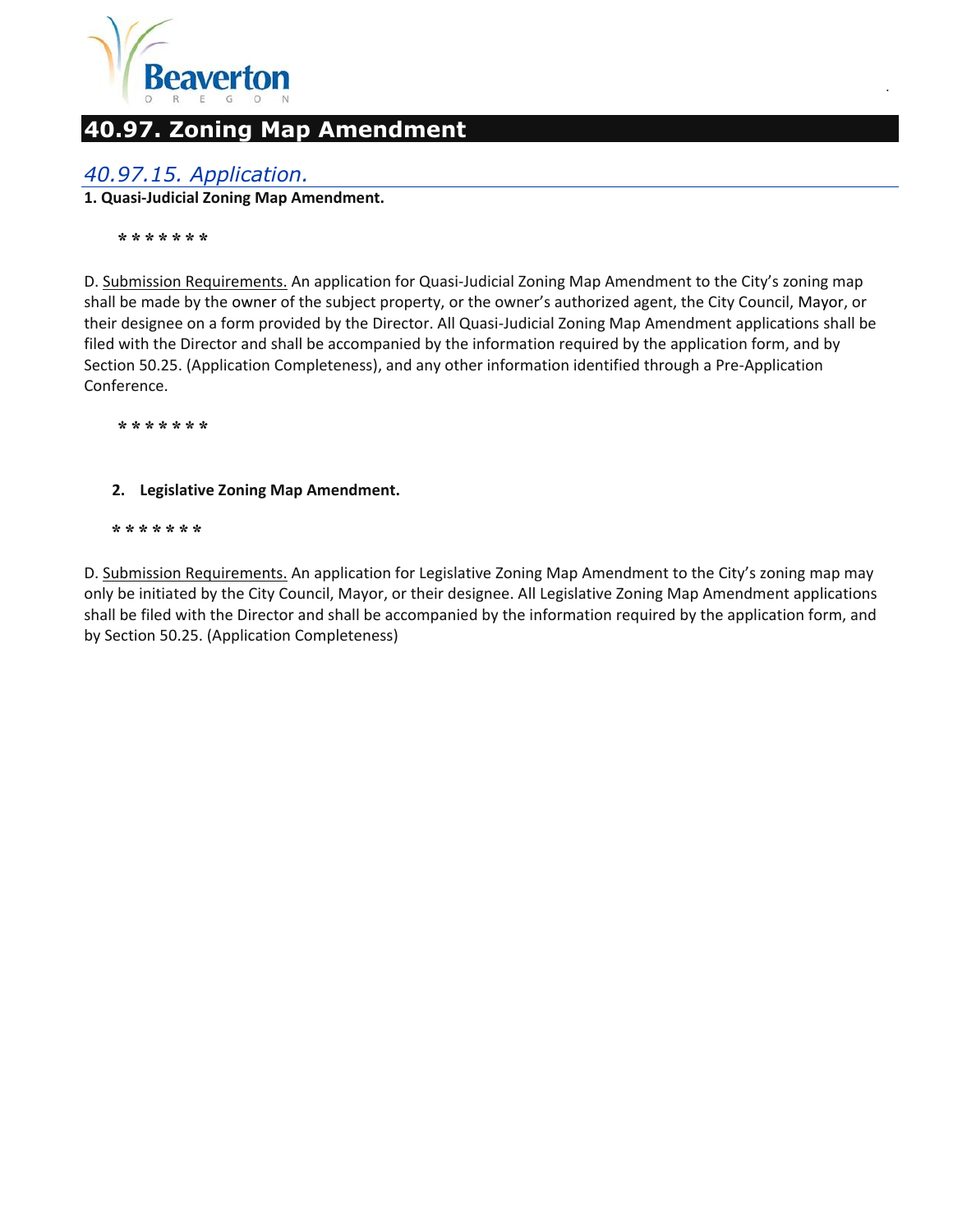# 40.97. Zoning Map Amendment

## *40.97.15. Application.*

**1. Quasi-Judicial Zoning Map Amendment.**

**\* \* \* \* \* \* \***

D. Submission Requirements. An application for Quasi-Judicial Zoning Map Amendment to the City's zoning map shall be made by the owner of the subject property, or the owner's authorized agent, the City Council, Mayor, or their designee on a form provided by the Director. All Quasi-Judicial Zoning Map Amendment applications shall be filed with the Director and shall be accompanied by the information required by the application form, and by Section 50.25. (Application Completeness), and any other information identified through a Pre-Application Conference.

**\* \* \* \* \* \* \***

**2. Legislative Zoning Map Amendment.**

**\* \* \* \* \* \* \***

D. Submission Requirements. An application for Legislative Zoning Map Amendment to the City's zoning map may only be initiated by the City Council, Mayor, or their designee. All Legislative Zoning Map Amendment applications shall be filed with the Director and shall be accompanied by the information required by the application form, and by Section 50.25. (Application Completeness)